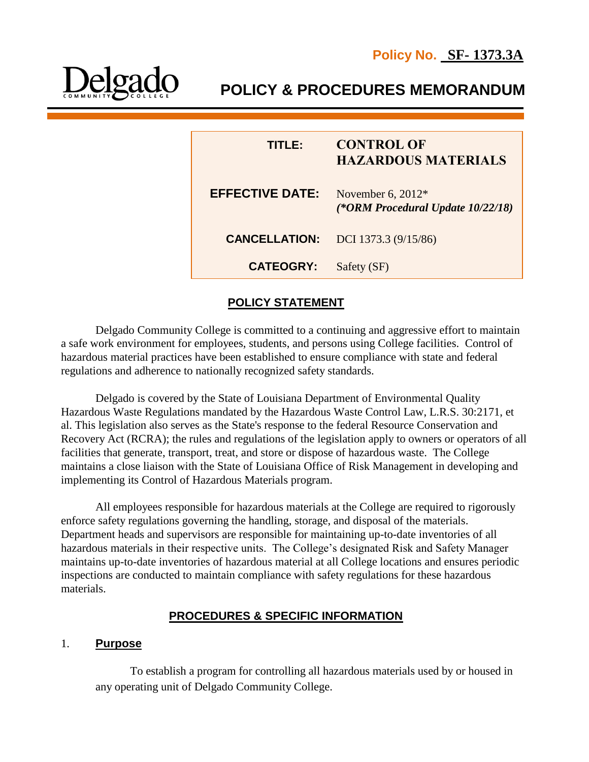**Policy No. SF- 1373.3A**

Delgado COMMUNITY COLLEGE

# POLICY & PROCEDURES MEMORANDUM

| | |
|---|---|
| **TITLE:** | **CONTROL OF HAZARDOUS MATERIALS** |
| **EFFECTIVE DATE:** | November 6, 2012* *(\*ORM Procedural Update 10/22/18)* |
| **CANCELLATION:** | DCI 1373.3 (9/15/86) |
| **CATEOGRY:** | Safety (SF) |

## POLICY STATEMENT

Delgado Community College is committed to a continuing and aggressive effort to maintain a safe work environment for employees, students, and persons using College facilities. Control of hazardous material practices have been established to ensure compliance with state and federal regulations and adherence to nationally recognized safety standards.

Delgado is covered by the State of Louisiana Department of Environmental Quality Hazardous Waste Regulations mandated by the Hazardous Waste Control Law, L.R.S. 30:2171, et al. This legislation also serves as the State's response to the federal Resource Conservation and Recovery Act (RCRA); the rules and regulations of the legislation apply to owners or operators of all facilities that generate, transport, treat, and store or dispose of hazardous waste. The College maintains a close liaison with the State of Louisiana Office of Risk Management in developing and implementing its Control of Hazardous Materials program.

All employees responsible for hazardous materials at the College are required to rigorously enforce safety regulations governing the handling, storage, and disposal of the materials. Department heads and supervisors are responsible for maintaining up-to-date inventories of all hazardous materials in their respective units. The College's designated Risk and Safety Manager maintains up-to-date inventories of hazardous material at all College locations and ensures periodic inspections are conducted to maintain compliance with safety regulations for these hazardous materials.

## PROCEDURES & SPECIFIC INFORMATION

### 1. Purpose

To establish a program for controlling all hazardous materials used by or housed in any operating unit of Delgado Community College.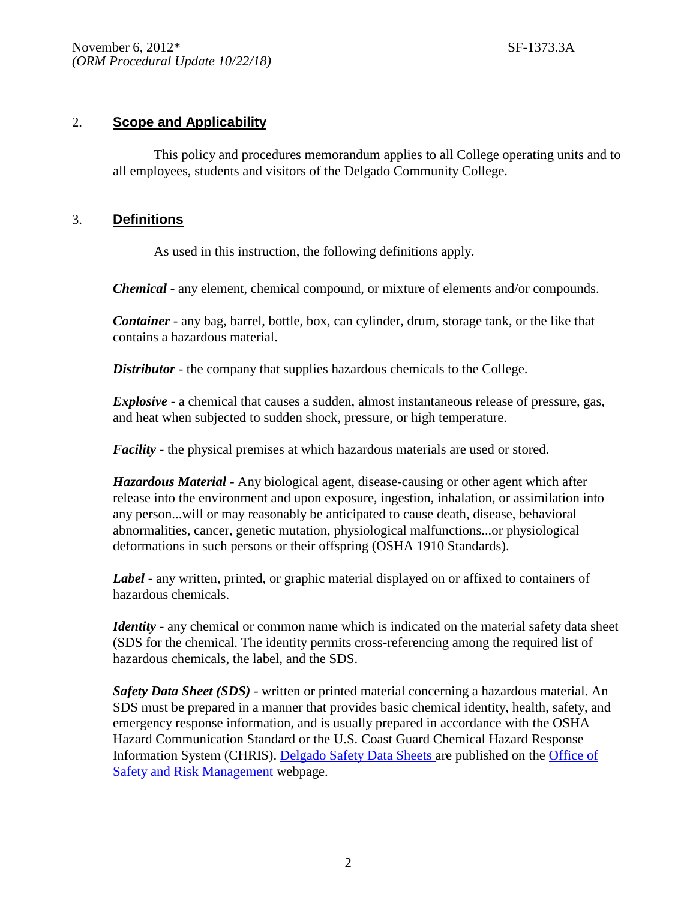## 2. Scope and Applicability

This policy and procedures memorandum applies to all College operating units and to all employees, students and visitors of the Delgado Community College.

## 3. Definitions

As used in this instruction, the following definitions apply.

***Chemical*** - any element, chemical compound, or mixture of elements and/or compounds.

***Container*** - any bag, barrel, bottle, box, can cylinder, drum, storage tank, or the like that contains a hazardous material.

***Distributor*** - the company that supplies hazardous chemicals to the College.

***Explosive*** - a chemical that causes a sudden, almost instantaneous release of pressure, gas, and heat when subjected to sudden shock, pressure, or high temperature.

***Facility*** - the physical premises at which hazardous materials are used or stored.

***Hazardous Material*** - Any biological agent, disease-causing or other agent which after release into the environment and upon exposure, ingestion, inhalation, or assimilation into any person...will or may reasonably be anticipated to cause death, disease, behavioral abnormalities, cancer, genetic mutation, physiological malfunctions...or physiological deformations in such persons or their offspring (OSHA 1910 Standards).

***Label*** - any written, printed, or graphic material displayed on or affixed to containers of hazardous chemicals.

***Identity*** - any chemical or common name which is indicated on the material safety data sheet (SDS for the chemical. The identity permits cross-referencing among the required list of hazardous chemicals, the label, and the SDS.

***Safety Data Sheet (SDS)*** - written or printed material concerning a hazardous material. An SDS must be prepared in a manner that provides basic chemical identity, health, safety, and emergency response information, and is usually prepared in accordance with the OSHA Hazard Communication Standard or the U.S. Coast Guard Chemical Hazard Response Information System (CHRIS). Delgado Safety Data Sheets are published on the Office of Safety and Risk Management webpage.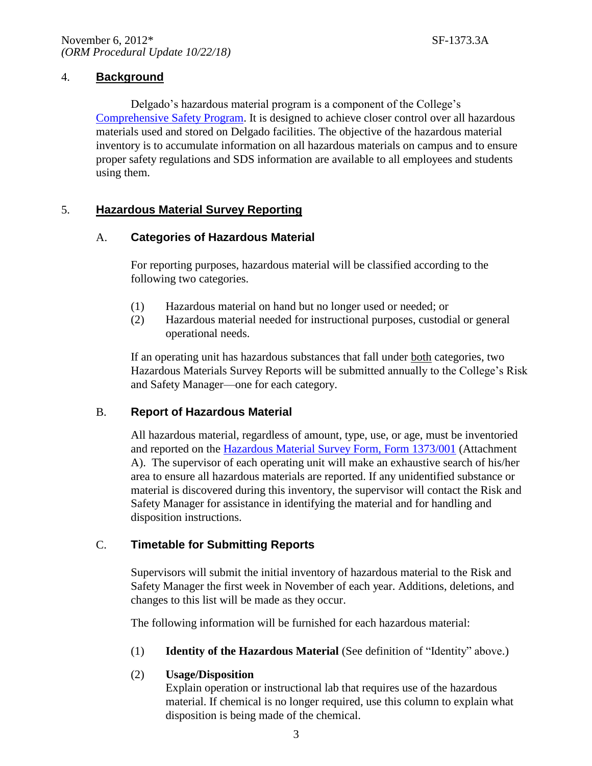## 4. **Background**

Delgado's hazardous material program is a component of the College's Comprehensive Safety Program. It is designed to achieve closer control over all hazardous materials used and stored on Delgado facilities. The objective of the hazardous material inventory is to accumulate information on all hazardous materials on campus and to ensure proper safety regulations and SDS information are available to all employees and students using them.

## 5. **Hazardous Material Survey Reporting**

### A. **Categories of Hazardous Material**

For reporting purposes, hazardous material will be classified according to the following two categories.

(1) Hazardous material on hand but no longer used or needed; or
(2) Hazardous material needed for instructional purposes, custodial or general operational needs.

If an operating unit has hazardous substances that fall under both categories, two Hazardous Materials Survey Reports will be submitted annually to the College's Risk and Safety Manager—one for each category.

### B. **Report of Hazardous Material**

All hazardous material, regardless of amount, type, use, or age, must be inventoried and reported on the Hazardous Material Survey Form, Form 1373/001 (Attachment A). The supervisor of each operating unit will make an exhaustive search of his/her area to ensure all hazardous materials are reported. If any unidentified substance or material is discovered during this inventory, the supervisor will contact the Risk and Safety Manager for assistance in identifying the material and for handling and disposition instructions.

### C. **Timetable for Submitting Reports**

Supervisors will submit the initial inventory of hazardous material to the Risk and Safety Manager the first week in November of each year. Additions, deletions, and changes to this list will be made as they occur.

The following information will be furnished for each hazardous material:

(1) **Identity of the Hazardous Material** (See definition of "Identity" above.)

(2) **Usage/Disposition**
Explain operation or instructional lab that requires use of the hazardous material. If chemical is no longer required, use this column to explain what disposition is being made of the chemical.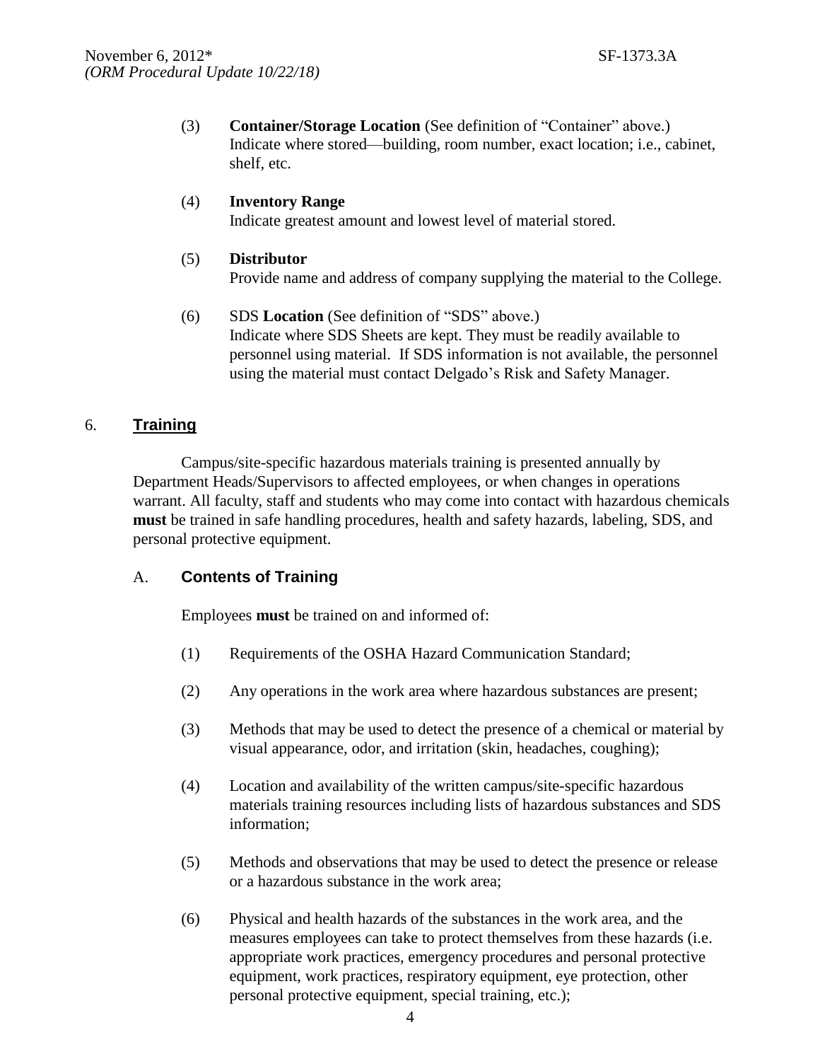(3) **Container/Storage Location** (See definition of "Container" above.) Indicate where stored—building, room number, exact location; i.e., cabinet, shelf, etc.

(4) **Inventory Range**
Indicate greatest amount and lowest level of material stored.

(5) **Distributor**
Provide name and address of company supplying the material to the College.

(6) SDS **Location** (See definition of "SDS" above.)
Indicate where SDS Sheets are kept. They must be readily available to personnel using material. If SDS information is not available, the personnel using the material must contact Delgado's Risk and Safety Manager.

## 6. Training

Campus/site-specific hazardous materials training is presented annually by Department Heads/Supervisors to affected employees, or when changes in operations warrant. All faculty, staff and students who may come into contact with hazardous chemicals **must** be trained in safe handling procedures, health and safety hazards, labeling, SDS, and personal protective equipment.

### A. Contents of Training

Employees **must** be trained on and informed of:

(1) Requirements of the OSHA Hazard Communication Standard;

(2) Any operations in the work area where hazardous substances are present;

(3) Methods that may be used to detect the presence of a chemical or material by visual appearance, odor, and irritation (skin, headaches, coughing);

(4) Location and availability of the written campus/site-specific hazardous materials training resources including lists of hazardous substances and SDS information;

(5) Methods and observations that may be used to detect the presence or release or a hazardous substance in the work area;

(6) Physical and health hazards of the substances in the work area, and the measures employees can take to protect themselves from these hazards (i.e. appropriate work practices, emergency procedures and personal protective equipment, work practices, respiratory equipment, eye protection, other personal protective equipment, special training, etc.);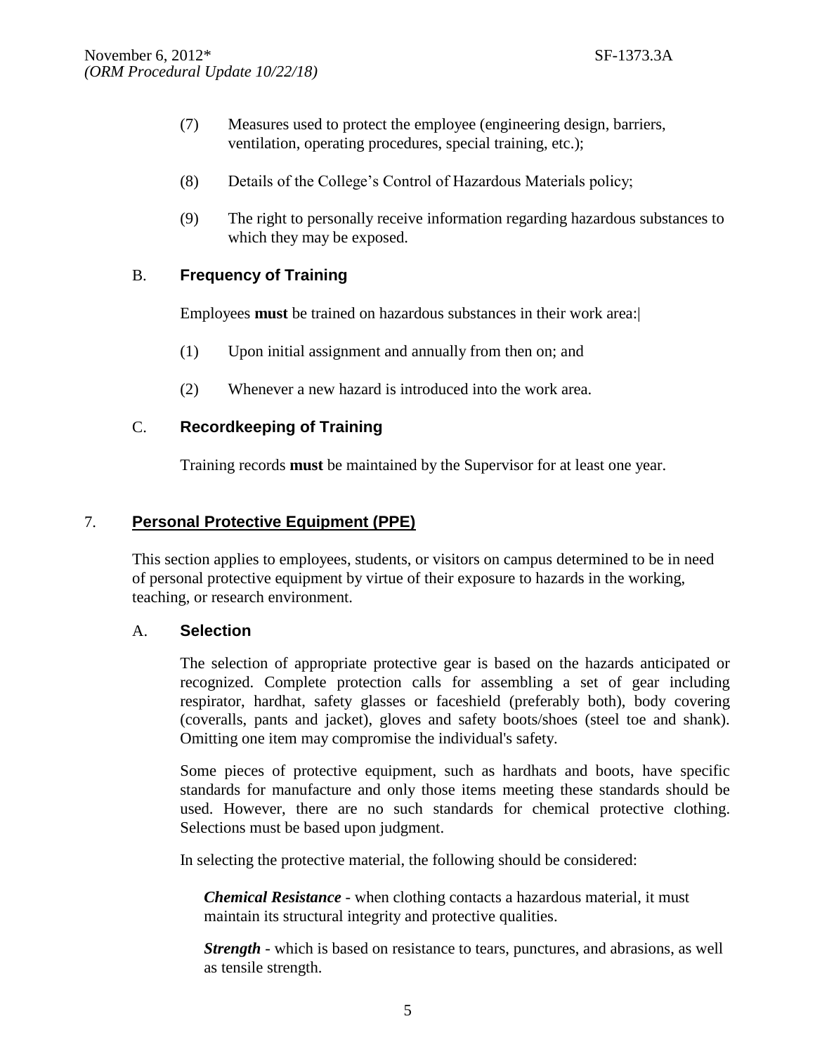(7) Measures used to protect the employee (engineering design, barriers, ventilation, operating procedures, special training, etc.);

(8) Details of the College's Control of Hazardous Materials policy;

(9) The right to personally receive information regarding hazardous substances to which they may be exposed.

### B. Frequency of Training

Employees **must** be trained on hazardous substances in their work area:|

(1) Upon initial assignment and annually from then on; and

(2) Whenever a new hazard is introduced into the work area.

### C. Recordkeeping of Training

Training records **must** be maintained by the Supervisor for at least one year.

## 7. Personal Protective Equipment (PPE)

This section applies to employees, students, or visitors on campus determined to be in need of personal protective equipment by virtue of their exposure to hazards in the working, teaching, or research environment.

### A. Selection

The selection of appropriate protective gear is based on the hazards anticipated or recognized. Complete protection calls for assembling a set of gear including respirator, hardhat, safety glasses or faceshield (preferably both), body covering (coveralls, pants and jacket), gloves and safety boots/shoes (steel toe and shank). Omitting one item may compromise the individual's safety.

Some pieces of protective equipment, such as hardhats and boots, have specific standards for manufacture and only those items meeting these standards should be used. However, there are no such standards for chemical protective clothing. Selections must be based upon judgment.

In selecting the protective material, the following should be considered:

***Chemical Resistance*** - when clothing contacts a hazardous material, it must maintain its structural integrity and protective qualities.

***Strength*** - which is based on resistance to tears, punctures, and abrasions, as well as tensile strength.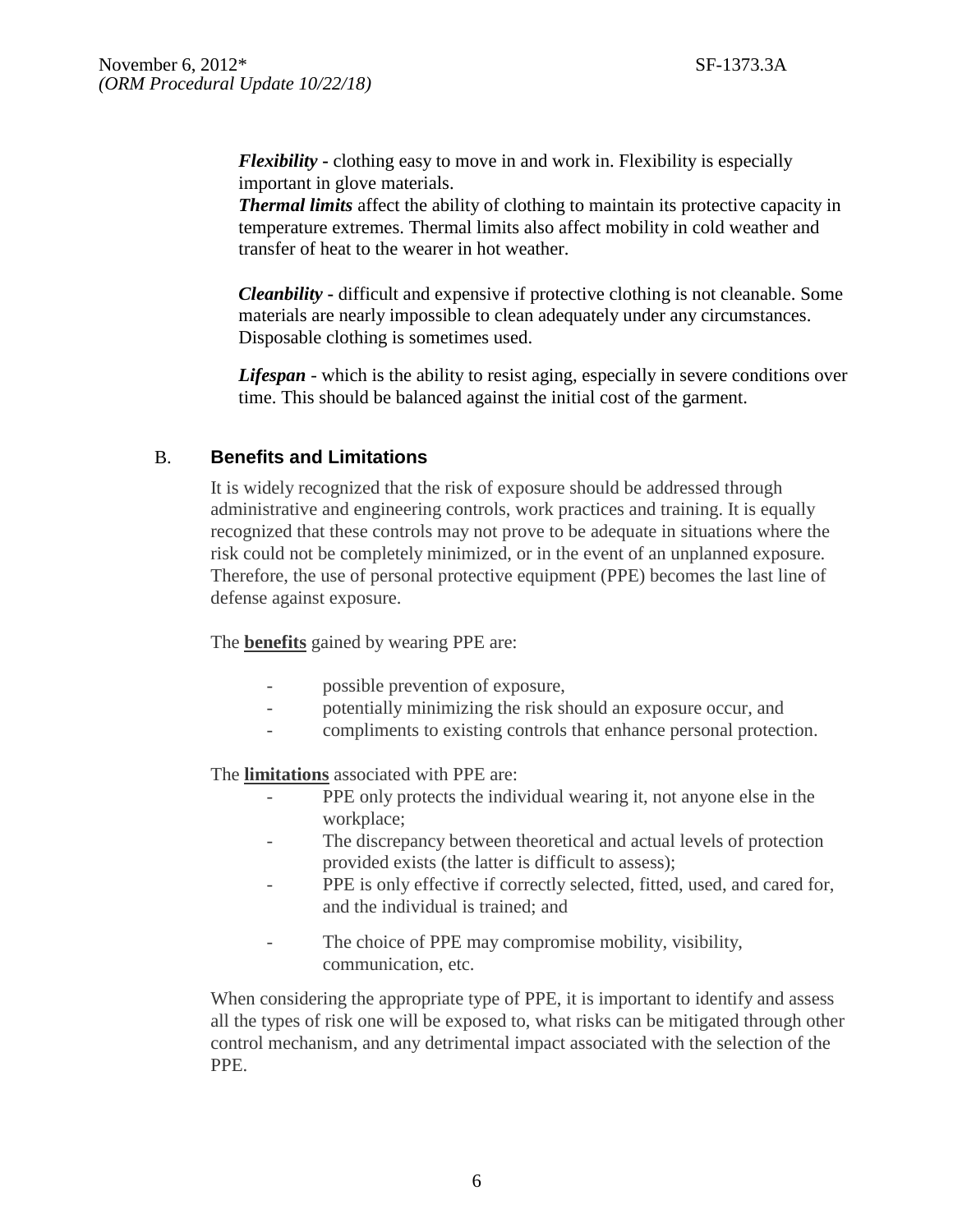***Flexibility*** - clothing easy to move in and work in. Flexibility is especially important in glove materials.

***Thermal limits*** affect the ability of clothing to maintain its protective capacity in temperature extremes. Thermal limits also affect mobility in cold weather and transfer of heat to the wearer in hot weather.

***Cleanbility*** - difficult and expensive if protective clothing is not cleanable. Some materials are nearly impossible to clean adequately under any circumstances. Disposable clothing is sometimes used.

***Lifespan*** - which is the ability to resist aging, especially in severe conditions over time. This should be balanced against the initial cost of the garment.

## B. Benefits and Limitations

It is widely recognized that the risk of exposure should be addressed through administrative and engineering controls, work practices and training. It is equally recognized that these controls may not prove to be adequate in situations where the risk could not be completely minimized, or in the event of an unplanned exposure. Therefore, the use of personal protective equipment (PPE) becomes the last line of defense against exposure.

The **benefits** gained by wearing PPE are:

- possible prevention of exposure,
- potentially minimizing the risk should an exposure occur, and
- compliments to existing controls that enhance personal protection.

The **limitations** associated with PPE are:

- PPE only protects the individual wearing it, not anyone else in the workplace;
- The discrepancy between theoretical and actual levels of protection provided exists (the latter is difficult to assess);
- PPE is only effective if correctly selected, fitted, used, and cared for, and the individual is trained; and
- The choice of PPE may compromise mobility, visibility, communication, etc.

When considering the appropriate type of PPE, it is important to identify and assess all the types of risk one will be exposed to, what risks can be mitigated through other control mechanism, and any detrimental impact associated with the selection of the PPE.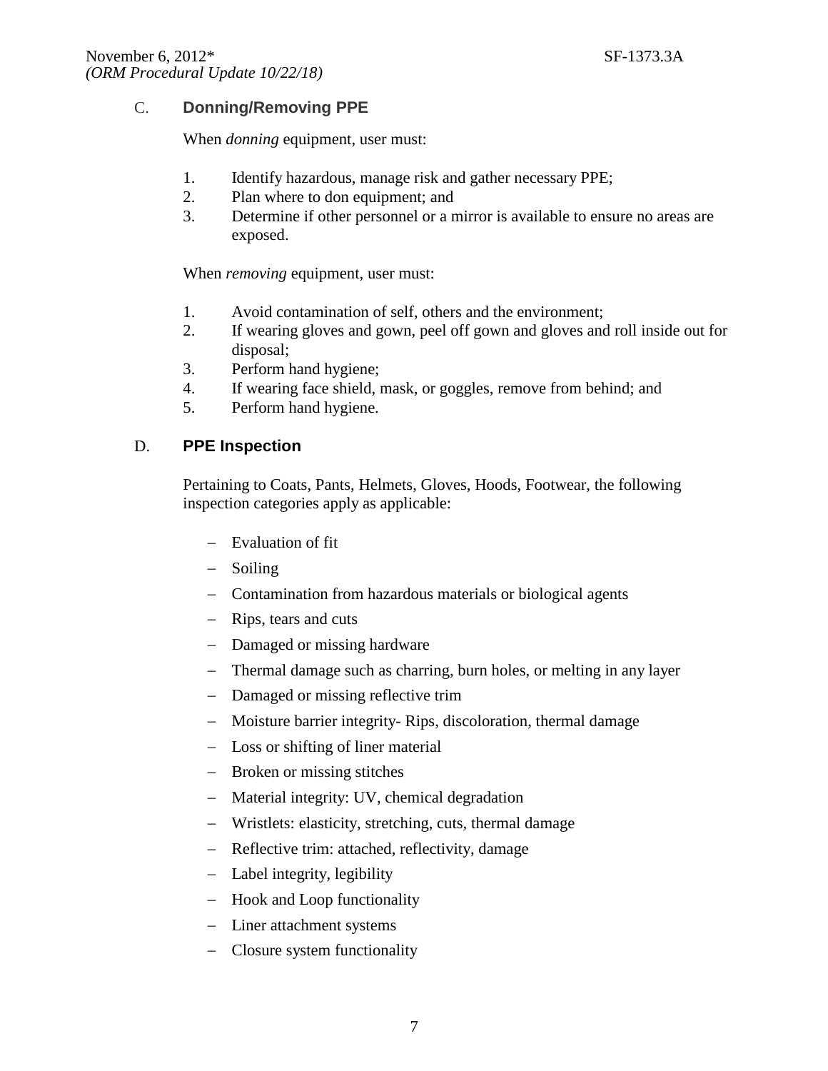## C. Donning/Removing PPE

When *donning* equipment, user must:

1. Identify hazardous, manage risk and gather necessary PPE;
2. Plan where to don equipment; and
3. Determine if other personnel or a mirror is available to ensure no areas are exposed.

When *removing* equipment, user must:

1. Avoid contamination of self, others and the environment;
2. If wearing gloves and gown, peel off gown and gloves and roll inside out for disposal;
3. Perform hand hygiene;
4. If wearing face shield, mask, or goggles, remove from behind; and
5. Perform hand hygiene.

## D. PPE Inspection

Pertaining to Coats, Pants, Helmets, Gloves, Hoods, Footwear, the following inspection categories apply as applicable:

- Evaluation of fit
- Soiling
- Contamination from hazardous materials or biological agents
- Rips, tears and cuts
- Damaged or missing hardware
- Thermal damage such as charring, burn holes, or melting in any layer
- Damaged or missing reflective trim
- Moisture barrier integrity- Rips, discoloration, thermal damage
- Loss or shifting of liner material
- Broken or missing stitches
- Material integrity: UV, chemical degradation
- Wristlets: elasticity, stretching, cuts, thermal damage
- Reflective trim: attached, reflectivity, damage
- Label integrity, legibility
- Hook and Loop functionality
- Liner attachment systems
- Closure system functionality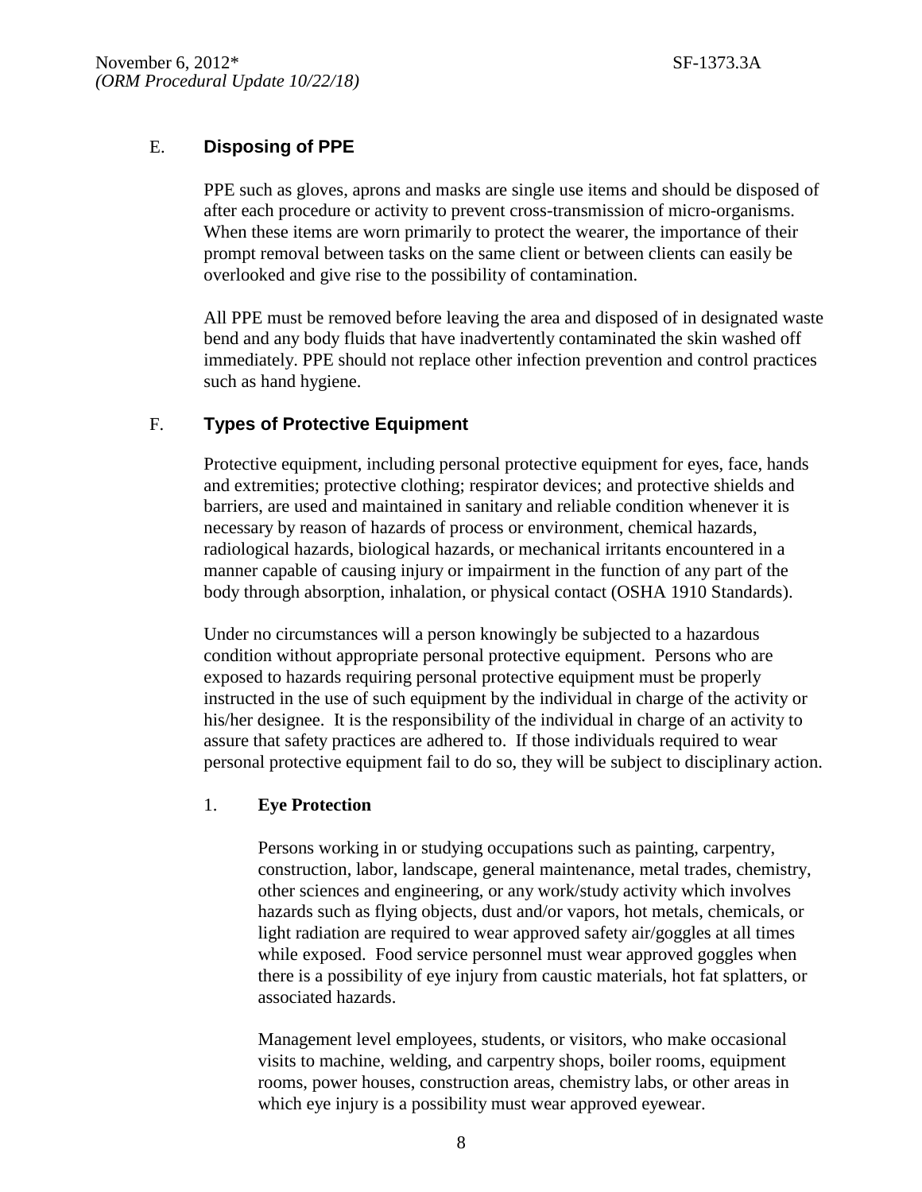## E. Disposing of PPE

PPE such as gloves, aprons and masks are single use items and should be disposed of after each procedure or activity to prevent cross-transmission of micro-organisms. When these items are worn primarily to protect the wearer, the importance of their prompt removal between tasks on the same client or between clients can easily be overlooked and give rise to the possibility of contamination.

All PPE must be removed before leaving the area and disposed of in designated waste bend and any body fluids that have inadvertently contaminated the skin washed off immediately. PPE should not replace other infection prevention and control practices such as hand hygiene.

## F. Types of Protective Equipment

Protective equipment, including personal protective equipment for eyes, face, hands and extremities; protective clothing; respirator devices; and protective shields and barriers, are used and maintained in sanitary and reliable condition whenever it is necessary by reason of hazards of process or environment, chemical hazards, radiological hazards, biological hazards, or mechanical irritants encountered in a manner capable of causing injury or impairment in the function of any part of the body through absorption, inhalation, or physical contact (OSHA 1910 Standards).

Under no circumstances will a person knowingly be subjected to a hazardous condition without appropriate personal protective equipment. Persons who are exposed to hazards requiring personal protective equipment must be properly instructed in the use of such equipment by the individual in charge of the activity or his/her designee. It is the responsibility of the individual in charge of an activity to assure that safety practices are adhered to. If those individuals required to wear personal protective equipment fail to do so, they will be subject to disciplinary action.

### 1. Eye Protection

Persons working in or studying occupations such as painting, carpentry, construction, labor, landscape, general maintenance, metal trades, chemistry, other sciences and engineering, or any work/study activity which involves hazards such as flying objects, dust and/or vapors, hot metals, chemicals, or light radiation are required to wear approved safety air/goggles at all times while exposed. Food service personnel must wear approved goggles when there is a possibility of eye injury from caustic materials, hot fat splatters, or associated hazards.

Management level employees, students, or visitors, who make occasional visits to machine, welding, and carpentry shops, boiler rooms, equipment rooms, power houses, construction areas, chemistry labs, or other areas in which eye injury is a possibility must wear approved eyewear.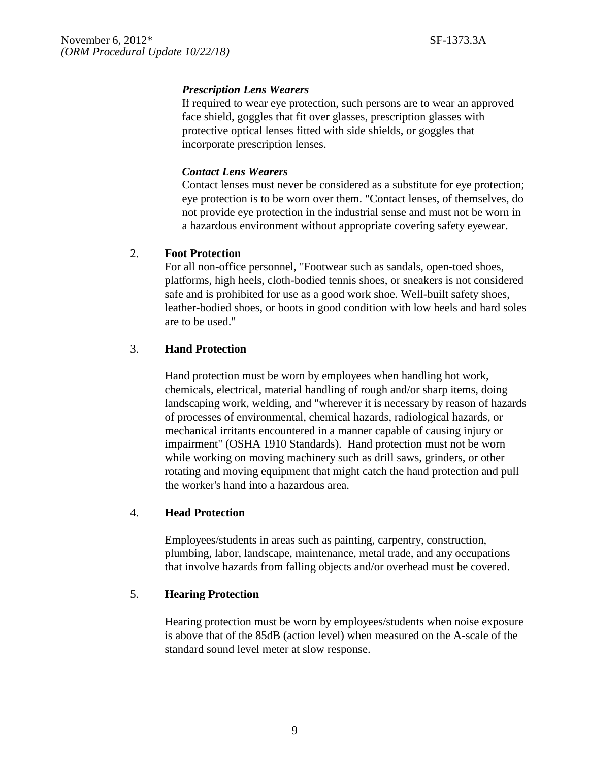***Prescription Lens Wearers***

If required to wear eye protection, such persons are to wear an approved face shield, goggles that fit over glasses, prescription glasses with protective optical lenses fitted with side shields, or goggles that incorporate prescription lenses.

***Contact Lens Wearers***

Contact lenses must never be considered as a substitute for eye protection; eye protection is to be worn over them. "Contact lenses, of themselves, do not provide eye protection in the industrial sense and must not be worn in a hazardous environment without appropriate covering safety eyewear.

2. **Foot Protection**

   For all non-office personnel, "Footwear such as sandals, open-toed shoes, platforms, high heels, cloth-bodied tennis shoes, or sneakers is not considered safe and is prohibited for use as a good work shoe. Well-built safety shoes, leather-bodied shoes, or boots in good condition with low heels and hard soles are to be used."

3. **Hand Protection**

   Hand protection must be worn by employees when handling hot work, chemicals, electrical, material handling of rough and/or sharp items, doing landscaping work, welding, and "wherever it is necessary by reason of hazards of processes of environmental, chemical hazards, radiological hazards, or mechanical irritants encountered in a manner capable of causing injury or impairment" (OSHA 1910 Standards). Hand protection must not be worn while working on moving machinery such as drill saws, grinders, or other rotating and moving equipment that might catch the hand protection and pull the worker's hand into a hazardous area.

4. **Head Protection**

   Employees/students in areas such as painting, carpentry, construction, plumbing, labor, landscape, maintenance, metal trade, and any occupations that involve hazards from falling objects and/or overhead must be covered.

5. **Hearing Protection**

   Hearing protection must be worn by employees/students when noise exposure is above that of the 85dB (action level) when measured on the A-scale of the standard sound level meter at slow response.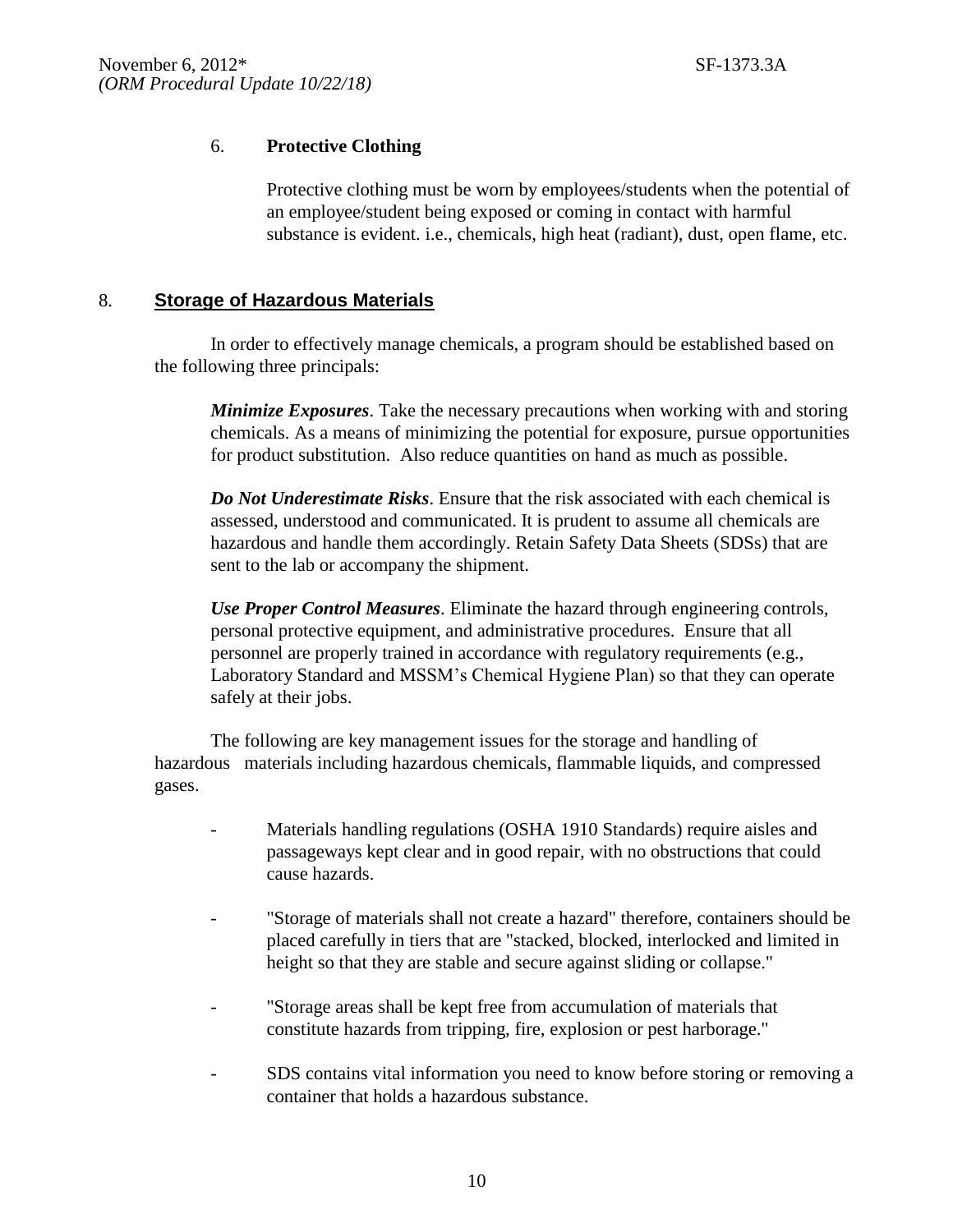6. **Protective Clothing**

Protective clothing must be worn by employees/students when the potential of an employee/student being exposed or coming in contact with harmful substance is evident. i.e., chemicals, high heat (radiant), dust, open flame, etc.

## 8. <u>Storage of Hazardous Materials</u>

In order to effectively manage chemicals, a program should be established based on the following three principals:

***Minimize Exposures***. Take the necessary precautions when working with and storing chemicals. As a means of minimizing the potential for exposure, pursue opportunities for product substitution. Also reduce quantities on hand as much as possible.

***Do Not Underestimate Risks***. Ensure that the risk associated with each chemical is assessed, understood and communicated. It is prudent to assume all chemicals are hazardous and handle them accordingly. Retain Safety Data Sheets (SDSs) that are sent to the lab or accompany the shipment.

***Use Proper Control Measures***. Eliminate the hazard through engineering controls, personal protective equipment, and administrative procedures. Ensure that all personnel are properly trained in accordance with regulatory requirements (e.g., Laboratory Standard and MSSM's Chemical Hygiene Plan) so that they can operate safely at their jobs.

The following are key management issues for the storage and handling of hazardous materials including hazardous chemicals, flammable liquids, and compressed gases.

- Materials handling regulations (OSHA 1910 Standards) require aisles and passageways kept clear and in good repair, with no obstructions that could cause hazards.

- "Storage of materials shall not create a hazard" therefore, containers should be placed carefully in tiers that are "stacked, blocked, interlocked and limited in height so that they are stable and secure against sliding or collapse."

- "Storage areas shall be kept free from accumulation of materials that constitute hazards from tripping, fire, explosion or pest harborage."

- SDS contains vital information you need to know before storing or removing a container that holds a hazardous substance.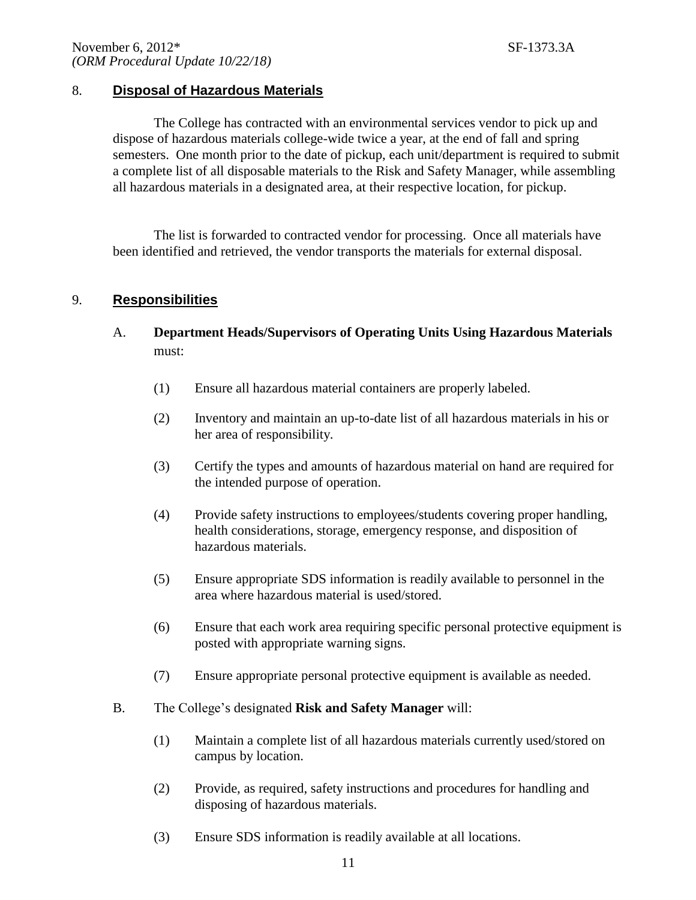## 8. Disposal of Hazardous Materials

The College has contracted with an environmental services vendor to pick up and dispose of hazardous materials college-wide twice a year, at the end of fall and spring semesters. One month prior to the date of pickup, each unit/department is required to submit a complete list of all disposable materials to the Risk and Safety Manager, while assembling all hazardous materials in a designated area, at their respective location, for pickup.

The list is forwarded to contracted vendor for processing. Once all materials have been identified and retrieved, the vendor transports the materials for external disposal.

## 9. Responsibilities

A. **Department Heads/Supervisors of Operating Units Using Hazardous Materials** must:

(1) Ensure all hazardous material containers are properly labeled.

(2) Inventory and maintain an up-to-date list of all hazardous materials in his or her area of responsibility.

(3) Certify the types and amounts of hazardous material on hand are required for the intended purpose of operation.

(4) Provide safety instructions to employees/students covering proper handling, health considerations, storage, emergency response, and disposition of hazardous materials.

(5) Ensure appropriate SDS information is readily available to personnel in the area where hazardous material is used/stored.

(6) Ensure that each work area requiring specific personal protective equipment is posted with appropriate warning signs.

(7) Ensure appropriate personal protective equipment is available as needed.

B. The College's designated **Risk and Safety Manager** will:

(1) Maintain a complete list of all hazardous materials currently used/stored on campus by location.

(2) Provide, as required, safety instructions and procedures for handling and disposing of hazardous materials.

(3) Ensure SDS information is readily available at all locations.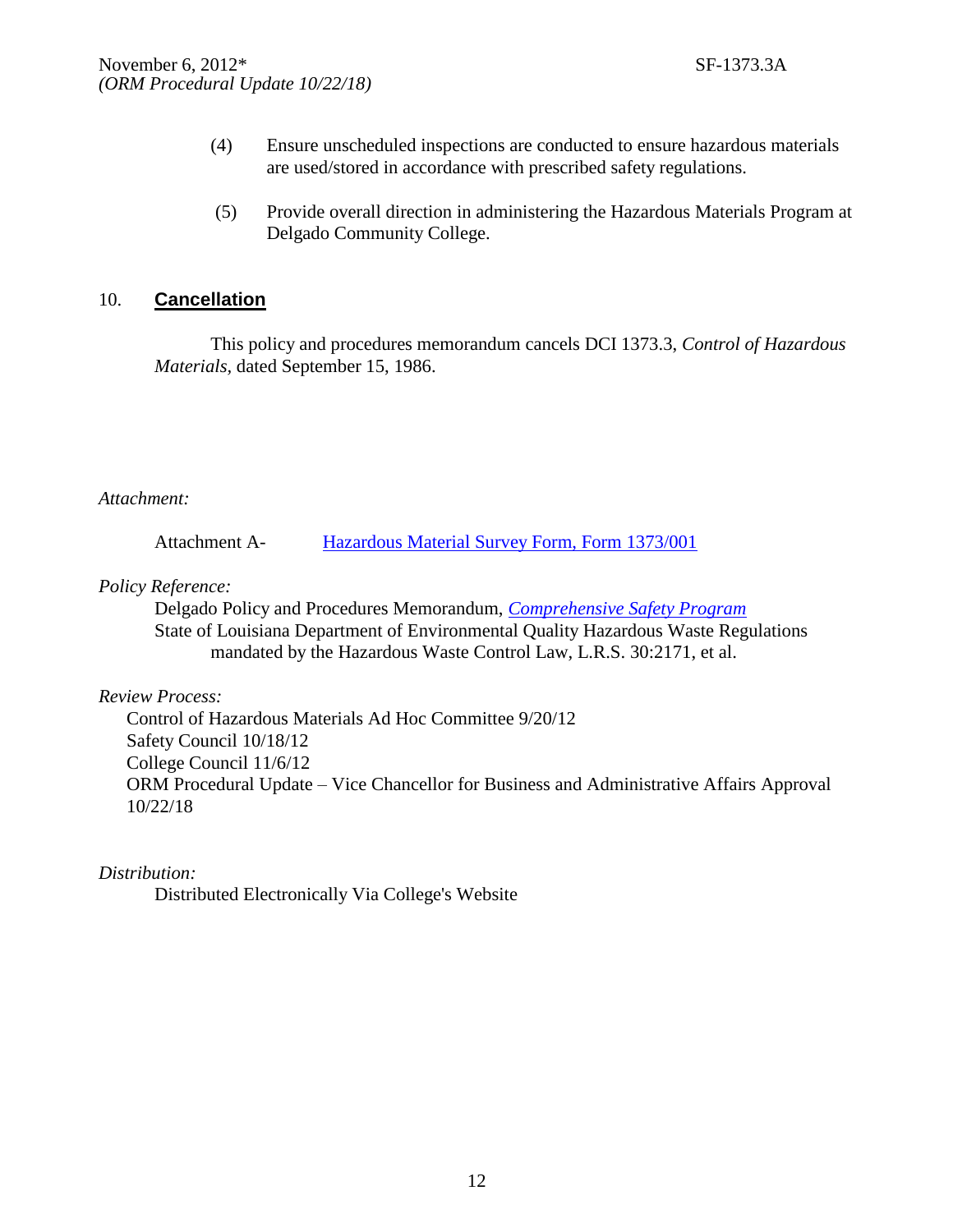(4) Ensure unscheduled inspections are conducted to ensure hazardous materials are used/stored in accordance with prescribed safety regulations.

(5) Provide overall direction in administering the Hazardous Materials Program at Delgado Community College.

## 10. **Cancellation**

This policy and procedures memorandum cancels DCI 1373.3, *Control of Hazardous Materials*, dated September 15, 1986.

*Attachment:*

Attachment A- Hazardous Material Survey Form, Form 1373/001

*Policy Reference:*

Delgado Policy and Procedures Memorandum, *Comprehensive Safety Program*
State of Louisiana Department of Environmental Quality Hazardous Waste Regulations mandated by the Hazardous Waste Control Law, L.R.S. 30:2171, et al.

*Review Process:*

Control of Hazardous Materials Ad Hoc Committee 9/20/12
Safety Council 10/18/12
College Council 11/6/12
ORM Procedural Update – Vice Chancellor for Business and Administrative Affairs Approval 10/22/18

*Distribution:*

Distributed Electronically Via College's Website